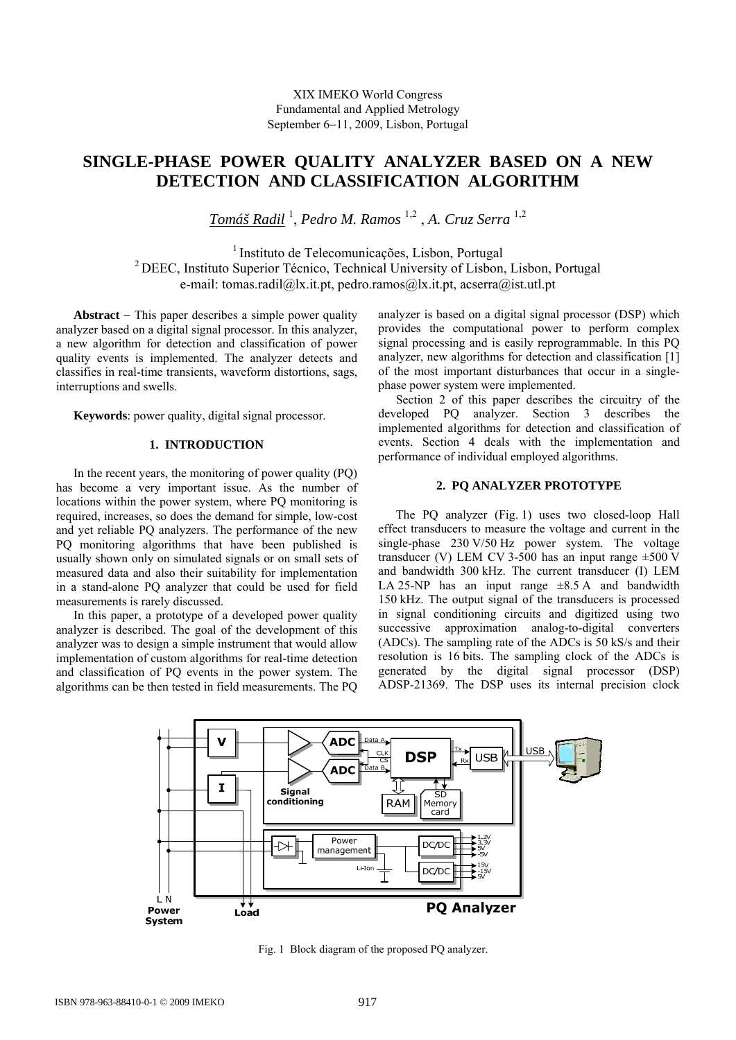XIX IMEKO World Congress
Fundamental and Applied Metrology
September 6−11, 2009, Lisbon, Portugal

# SINGLE-PHASE POWER QUALITY ANALYZER BASED ON A NEW DETECTION AND CLASSIFICATION ALGORITHM

*Tomáš Radil* [1], *Pedro M. Ramos* [1,2], *A. Cruz Serra* [1,2]

[1] Instituto de Telecomunicações, Lisbon, Portugal
[2] DEEC, Instituto Superior Técnico, Technical University of Lisbon, Lisbon, Portugal
e-mail: tomas.radil@lx.it.pt, pedro.ramos@lx.it.pt, acserra@ist.utl.pt

**Abstract** − This paper describes a simple power quality analyzer based on a digital signal processor. In this analyzer, a new algorithm for detection and classification of power quality events is implemented. The analyzer detects and classifies in real-time transients, waveform distortions, sags, interruptions and swells.

**Keywords**: power quality, digital signal processor.

## 1. INTRODUCTION

In the recent years, the monitoring of power quality (PQ) has become a very important issue. As the number of locations within the power system, where PQ monitoring is required, increases, so does the demand for simple, low-cost and yet reliable PQ analyzers. The performance of the new PQ monitoring algorithms that have been published is usually shown only on simulated signals or on small sets of measured data and also their suitability for implementation in a stand-alone PQ analyzer that could be used for field measurements is rarely discussed.

In this paper, a prototype of a developed power quality analyzer is described. The goal of the development of this analyzer was to design a simple instrument that would allow implementation of custom algorithms for real-time detection and classification of PQ events in the power system. The algorithms can be then tested in field measurements. The PQ analyzer is based on a digital signal processor (DSP) which provides the computational power to perform complex signal processing and is easily reprogrammable. In this PQ analyzer, new algorithms for detection and classification [1] of the most important disturbances that occur in a single-phase power system were implemented.

Section 2 of this paper describes the circuitry of the developed PQ analyzer. Section 3 describes the implemented algorithms for detection and classification of events. Section 4 deals with the implementation and performance of individual employed algorithms.

## 2. PQ ANALYZER PROTOTYPE

The PQ analyzer (Fig. 1) uses two closed-loop Hall effect transducers to measure the voltage and current in the single-phase 230 V/50 Hz power system. The voltage transducer (V) LEM CV 3-500 has an input range ±500 V and bandwidth 300 kHz. The current transducer (I) LEM LA 25-NP has an input range ±8.5 A and bandwidth 150 kHz. The output signal of the transducers is processed in signal conditioning circuits and digitized using two successive approximation analog-to-digital converters (ADCs). The sampling rate of the ADCs is 50 kS/s and their resolution is 16 bits. The sampling clock of the ADCs is generated by the digital signal processor (DSP) ADSP-21369. The DSP uses its internal precision clock

Fig. 1 Block diagram of the proposed PQ analyzer.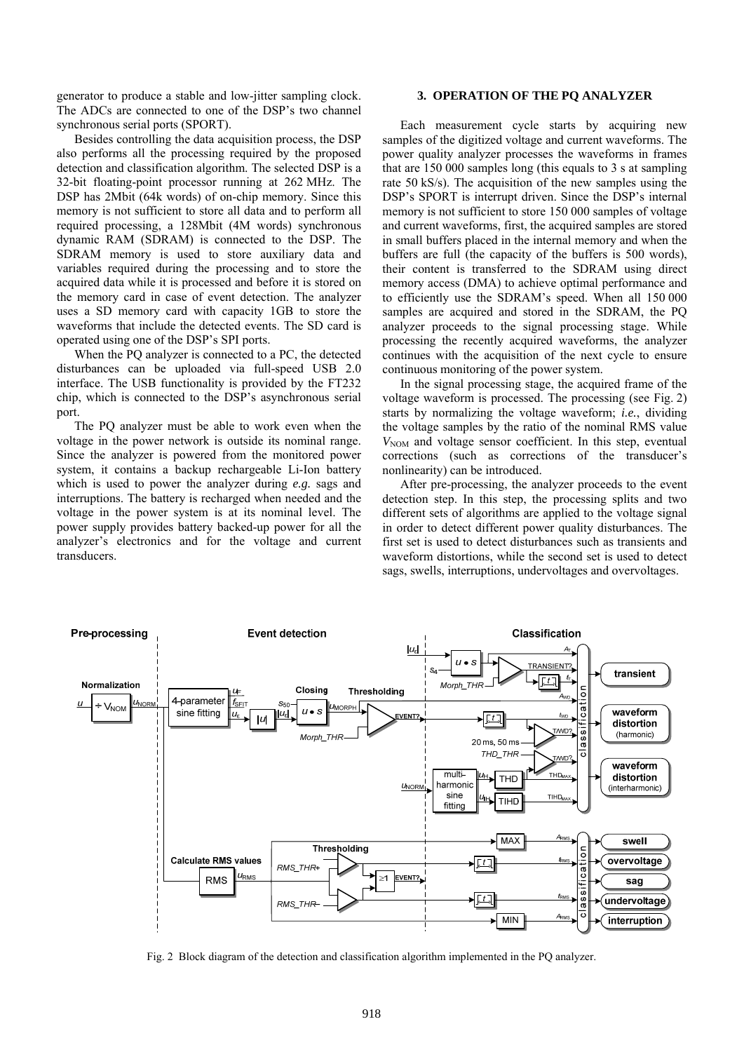generator to produce a stable and low-jitter sampling clock. The ADCs are connected to one of the DSP's two channel synchronous serial ports (SPORT).

Besides controlling the data acquisition process, the DSP also performs all the processing required by the proposed detection and classification algorithm. The selected DSP is a 32-bit floating-point processor running at 262 MHz. The DSP has 2Mbit (64k words) of on-chip memory. Since this memory is not sufficient to store all data and to perform all required processing, a 128Mbit (4M words) synchronous dynamic RAM (SDRAM) is connected to the DSP. The SDRAM memory is used to store auxiliary data and variables required during the processing and to store the acquired data while it is processed and before it is stored on the memory card in case of event detection. The analyzer uses a SD memory card with capacity 1GB to store the waveforms that include the detected events. The SD card is operated using one of the DSP's SPI ports.

When the PQ analyzer is connected to a PC, the detected disturbances can be uploaded via full-speed USB 2.0 interface. The USB functionality is provided by the FT232 chip, which is connected to the DSP's asynchronous serial port.

The PQ analyzer must be able to work even when the voltage in the power network is outside its nominal range. Since the analyzer is powered from the monitored power system, it contains a backup rechargeable Li-Ion battery which is used to power the analyzer during *e.g.* sags and interruptions. The battery is recharged when needed and the voltage in the power system is at its nominal level. The power supply provides battery backed-up power for all the analyzer's electronics and for the voltage and current transducers.

## 3. OPERATION OF THE PQ ANALYZER

Each measurement cycle starts by acquiring new samples of the digitized voltage and current waveforms. The power quality analyzer processes the waveforms in frames that are 150 000 samples long (this equals to 3 s at sampling rate 50 kS/s). The acquisition of the new samples using the DSP's SPORT is interrupt driven. Since the DSP's internal memory is not sufficient to store 150 000 samples of voltage and current waveforms, first, the acquired samples are stored in small buffers placed in the internal memory and when the buffers are full (the capacity of the buffers is 500 words), their content is transferred to the SDRAM using direct memory access (DMA) to achieve optimal performance and to efficiently use the SDRAM's speed. When all 150 000 samples are acquired and stored in the SDRAM, the PQ analyzer proceeds to the signal processing stage. While processing the recently acquired waveforms, the analyzer continues with the acquisition of the next cycle to ensure continuous monitoring of the power system.

In the signal processing stage, the acquired frame of the voltage waveform is processed. The processing (see Fig. 2) starts by normalizing the voltage waveform; *i.e.*, dividing the voltage samples by the ratio of the nominal RMS value $V_{NOM}$ and voltage sensor coefficient. In this step, eventual corrections (such as corrections of the transducer's nonlinearity) can be introduced.

After pre-processing, the analyzer proceeds to the event detection step. In this step, the processing splits and two different sets of algorithms are applied to the voltage signal in order to detect different power quality disturbances. The first set is used to detect disturbances such as transients and waveform distortions, while the second set is used to detect sags, swells, interruptions, undervoltages and overvoltages.

Fig. 2 Block diagram of the detection and classification algorithm implemented in the PQ analyzer.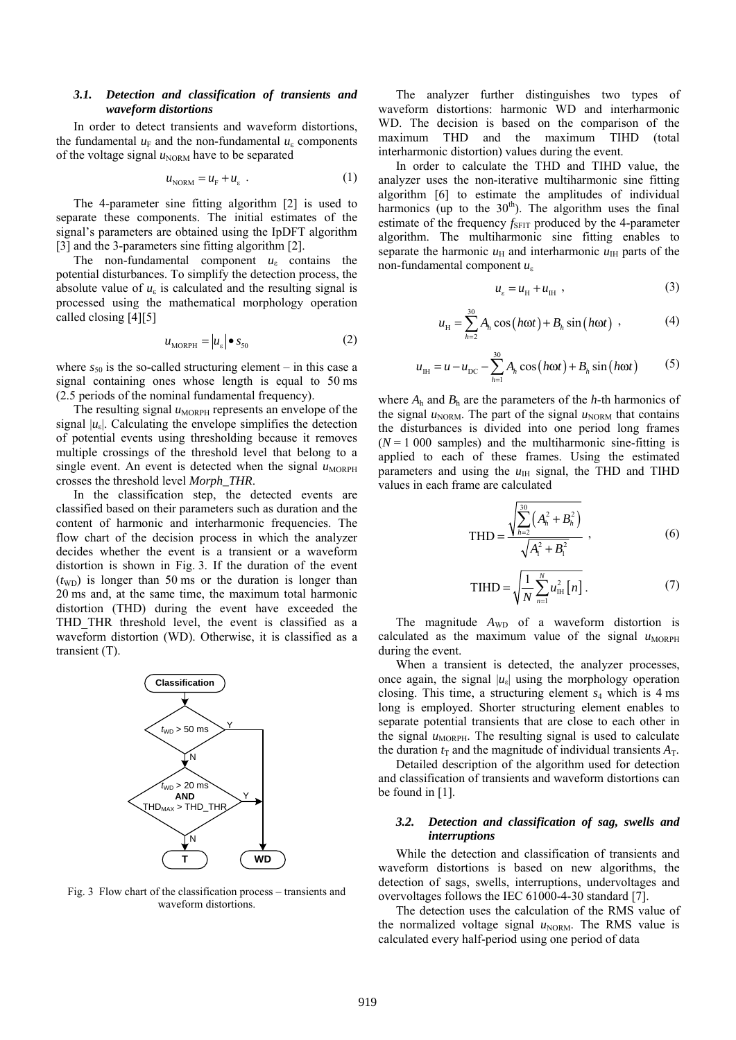### 3.1. Detection and classification of transients and waveform distortions

In order to detect transients and waveform distortions, the fundamental $u_F$ and the non-fundamental $u_\varepsilon$ components of the voltage signal $u_{NORM}$ have to be separated

$$u_{NORM} = u_F + u_\varepsilon \ . \tag{1}$$

The 4-parameter sine fitting algorithm [2] is used to separate these components. The initial estimates of the signal's parameters are obtained using the IpDFT algorithm [3] and the 3-parameters sine fitting algorithm [2].

The non-fundamental component $u_\varepsilon$ contains the potential disturbances. To simplify the detection process, the absolute value of $u_\varepsilon$ is calculated and the resulting signal is processed using the mathematical morphology operation called closing [4][5]

$$u_{MORPH} = |u_\varepsilon| \bullet s_{50} \tag{2}$$

where $s_{50}$ is the so-called structuring element – in this case a signal containing ones whose length is equal to 50 ms (2.5 periods of the nominal fundamental frequency).

The resulting signal $u_{MORPH}$ represents an envelope of the signal $|u_\varepsilon|$. Calculating the envelope simplifies the detection of potential events using thresholding because it removes multiple crossings of the threshold level that belong to a single event. An event is detected when the signal $u_{MORPH}$ crosses the threshold level *Morph_THR*.

In the classification step, the detected events are classified based on their parameters such as duration and the content of harmonic and interharmonic frequencies. The flow chart of the decision process in which the analyzer decides whether the event is a transient or a waveform distortion is shown in Fig. 3. If the duration of the event ($t_{WD}$) is longer than 50 ms or the duration is longer than 20 ms and, at the same time, the maximum total harmonic distortion (THD) during the event have exceeded the THD_THR threshold level, the event is classified as a waveform distortion (WD). Otherwise, it is classified as a transient (T).

```
Classification
      |
 t_WD > 50 ms ---Y---------------+
      | N                         |
 t_WD > 20 ms                     |
     AND      ---Y---------------+
 THD_MAX > THD_THR                |
      | N                         |
      T                          WD
```

Fig. 3 Flow chart of the classification process – transients and waveform distortions.

The analyzer further distinguishes two types of waveform distortions: harmonic WD and interharmonic WD. The decision is based on the comparison of the maximum THD and the maximum TIHD (total interharmonic distortion) values during the event.

In order to calculate the THD and TIHD value, the analyzer uses the non-iterative multiharmonic sine fitting algorithm [6] to estimate the amplitudes of individual harmonics (up to the 30th). The algorithm uses the final estimate of the frequency $f_{SFIT}$ produced by the 4-parameter algorithm. The multiharmonic sine fitting enables to separate the harmonic $u_H$ and interharmonic $u_{IH}$ parts of the non-fundamental component $u_\varepsilon$

$$u_\varepsilon = u_H + u_{IH} \ , \tag{3}$$

$$u_H = \sum_{h=2}^{30} A_h \cos(h\omega t) + B_h \sin(h\omega t) \ , \tag{4}$$

$$u_{IH} = u - u_{DC} - \sum_{h=1}^{30} A_h \cos(h\omega t) + B_h \sin(h\omega t) \tag{5}$$

where $A_h$ and $B_h$ are the parameters of the *h*-th harmonics of the signal $u_{NORM}$. The part of the signal $u_{NORM}$ that contains the disturbances is divided into one period long frames ($N = 1\ 000$ samples) and the multiharmonic sine-fitting is applied to each of these frames. Using the estimated parameters and using the $u_{IH}$ signal, the THD and TIHD values in each frame are calculated

$$\mathrm{THD} = \frac{\sqrt{\sum_{h=2}^{30}\left(A_h^2 + B_h^2\right)}}{\sqrt{A_1^2 + B_1^2}} \ , \tag{6}$$

$$\mathrm{TIHD} = \sqrt{\frac{1}{N}\sum_{n=1}^{N} u_{IH}^2[n]} \ . \tag{7}$$

The magnitude $A_{WD}$ of a waveform distortion is calculated as the maximum value of the signal $u_{MORPH}$ during the event.

When a transient is detected, the analyzer processes, once again, the signal $|u_\varepsilon|$ using the morphology operation closing. This time, a structuring element $s_4$ which is 4 ms long is employed. Shorter structuring element enables to separate potential transients that are close to each other in the signal $u_{MORPH}$. The resulting signal is used to calculate the duration $t_T$ and the magnitude of individual transients $A_T$.

Detailed description of the algorithm used for detection and classification of transients and waveform distortions can be found in [1].

### 3.2. Detection and classification of sag, swells and interruptions

While the detection and classification of transients and waveform distortions is based on new algorithms, the detection of sags, swells, interruptions, undervoltages and overvoltages follows the IEC 61000-4-30 standard [7].

The detection uses the calculation of the RMS value of the normalized voltage signal $u_{NORM}$. The RMS value is calculated every half-period using one period of data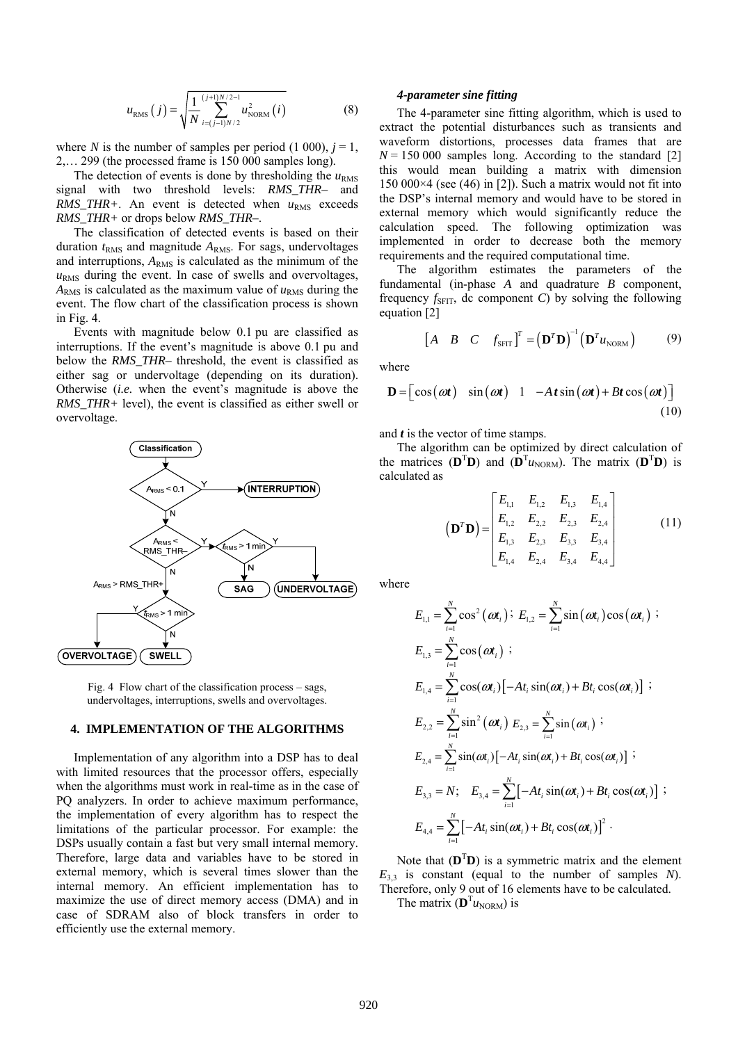$$u_{\mathrm{RMS}}(j) = \sqrt{\frac{1}{N}\sum_{i=(j-1)N/2}^{(j+1)N/2-1} u_{\mathrm{NORM}}^2(i)} \quad (8)$$

where $N$ is the number of samples per period (1 000), $j$ = 1, 2,… 299 (the processed frame is 150 000 samples long).

The detection of events is done by thresholding the $u_{\mathrm{RMS}}$ signal with two threshold levels: *RMS_THR–* and *RMS_THR+*. An event is detected when $u_{\mathrm{RMS}}$ exceeds *RMS_THR+* or drops below *RMS_THR–*.

The classification of detected events is based on their duration $t_{\mathrm{RMS}}$ and magnitude $A_{\mathrm{RMS}}$. For sags, undervoltages and interruptions, $A_{\mathrm{RMS}}$ is calculated as the minimum of the $u_{\mathrm{RMS}}$ during the event. In case of swells and overvoltages, $A_{\mathrm{RMS}}$ is calculated as the maximum value of $u_{\mathrm{RMS}}$ during the event. The flow chart of the classification process is shown in Fig. 4.

Events with magnitude below 0.1 pu are classified as interruptions. If the event's magnitude is above 0.1 pu and below the *RMS_THR–* threshold, the event is classified as either sag or undervoltage (depending on its duration). Otherwise (*i.e.* when the event's magnitude is above the *RMS_THR+* level), the event is classified as either swell or overvoltage.

Classification; $A_{\mathrm{RMS}} < 0.1$ Y → INTERRUPTION; N → $A_{\mathrm{RMS}} <$ RMS_THR– Y → $t_{\mathrm{RMS}} > 1$ min Y → UNDERVOLTAGE, N → SAG; N → $A_{\mathrm{RMS}} >$ RMS_THR+ → $t_{\mathrm{RMS}} > 1$ min Y → OVERVOLTAGE, N → SWELL

Fig. 4 Flow chart of the classification process – sags, undervoltages, interruptions, swells and overvoltages.

## 4. IMPLEMENTATION OF THE ALGORITHMS

Implementation of any algorithm into a DSP has to deal with limited resources that the processor offers, especially when the algorithms must work in real-time as in the case of PQ analyzers. In order to achieve maximum performance, the implementation of every algorithm has to respect the limitations of the particular processor. For example: the DSPs usually contain a fast but very small internal memory. Therefore, large data and variables have to be stored in external memory, which is several times slower than the internal memory. An efficient implementation has to maximize the use of direct memory access (DMA) and in case of SDRAM also of block transfers in order to efficiently use the external memory.

### *4-parameter sine fitting*

The 4-parameter sine fitting algorithm, which is used to extract the potential disturbances such as transients and waveform distortions, processes data frames that are $N$ = 150 000 samples long. According to the standard [2] this would mean building a matrix with dimension 150 000×4 (see (46) in [2]). Such a matrix would not fit into the DSP's internal memory and would have to be stored in external memory which would significantly reduce the calculation speed. The following optimization was implemented in order to decrease both the memory requirements and the required computational time.

The algorithm estimates the parameters of the fundamental (in-phase $A$ and quadrature $B$ component, frequency $f_{\mathrm{SFIT}}$, dc component $C$) by solving the following equation [2]

$$\begin{bmatrix} A & B & C & f_{\mathrm{SFIT}} \end{bmatrix}^T = \left(\mathbf{D}^T\mathbf{D}\right)^{-1}\left(\mathbf{D}^T u_{\mathrm{NORM}}\right) \quad (9)$$

where

$$\mathbf{D} = \begin{bmatrix} \cos(\omega \boldsymbol{t}) & \sin(\omega \boldsymbol{t}) & 1 & -A\boldsymbol{t}\sin(\omega \boldsymbol{t}) + B\boldsymbol{t}\cos(\omega \boldsymbol{t}) \end{bmatrix} \quad (10)$$

and $\boldsymbol{t}$ is the vector of time stamps.

The algorithm can be optimized by direct calculation of the matrices ($\mathbf{D}^T\mathbf{D}$) and ($\mathbf{D}^T u_{\mathrm{NORM}}$). The matrix ($\mathbf{D}^T\mathbf{D}$) is calculated as

$$\left(\mathbf{D}^T\mathbf{D}\right) = \begin{bmatrix} E_{1,1} & E_{1,2} & E_{1,3} & E_{1,4} \\ E_{1,2} & E_{2,2} & E_{2,3} & E_{2,4} \\ E_{1,3} & E_{2,3} & E_{3,3} & E_{3,4} \\ E_{1,4} & E_{2,4} & E_{3,4} & E_{4,4} \end{bmatrix} \quad (11)$$

where

$$E_{1,1} = \sum_{i=1}^{N}\cos^2(\omega t_i);\; E_{1,2} = \sum_{i=1}^{N}\sin(\omega t_i)\cos(\omega t_i);$$

$$E_{1,3} = \sum_{i=1}^{N}\cos(\omega t_i);$$

$$E_{1,4} = \sum_{i=1}^{N}\cos(\omega t_i)\left[-At_i\sin(\omega t_i) + Bt_i\cos(\omega t_i)\right];$$

$$E_{2,2} = \sum_{i=1}^{N}\sin^2(\omega t_i)\; E_{2,3} = \sum_{i=1}^{N}\sin(\omega t_i);$$

$$E_{2,4} = \sum_{i=1}^{N}\sin(\omega t_i)\left[-At_i\sin(\omega t_i) + Bt_i\cos(\omega t_i)\right];$$

$$E_{3,3} = N;\quad E_{3,4} = \sum_{i=1}^{N}\left[-At_i\sin(\omega t_i) + Bt_i\cos(\omega t_i)\right];$$

$$E_{4,4} = \sum_{i=1}^{N}\left[-At_i\sin(\omega t_i) + Bt_i\cos(\omega t_i)\right]^2.$$

Note that ($\mathbf{D}^T\mathbf{D}$) is a symmetric matrix and the element $E_{3,3}$ is constant (equal to the number of samples $N$). Therefore, only 9 out of 16 elements have to be calculated.

The matrix ($\mathbf{D}^T u_{\mathrm{NORM}}$) is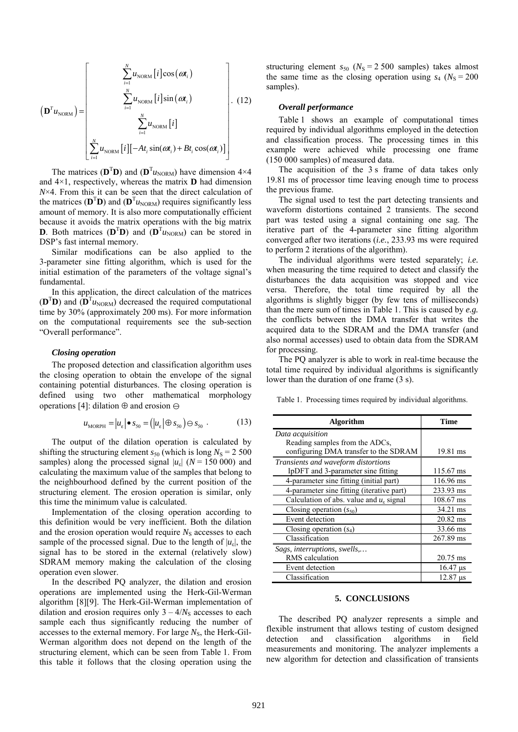$$
\left(\mathbf{D}^{T} u_{\mathrm{NORM}}\right)=\left[\begin{array}{c}
\sum_{i=1}^{N} u_{\mathrm{NORM}}[i] \cos \left(\omega t_{i}\right) \\
\sum_{i=1}^{N} u_{\mathrm{NORM}}[i] \sin \left(\omega t_{i}\right) \\
\sum_{i=1}^{N} u_{\mathrm{NORM}}[i] \\
\sum_{i=1}^{N} u_{\mathrm{NORM}}[i]\left[-A t_{i} \sin \left(\omega t_{i}\right)+B t_{i} \cos \left(\omega t_{i}\right)\right]
\end{array}\right] . \quad (12)
$$

The matrices ($\mathbf{D}^{\mathrm{T}}\mathbf{D}$) and ($\mathbf{D}^{\mathrm{T}}u_{\mathrm{NORM}}$) have dimension 4×4 and 4×1, respectively, whereas the matrix $\mathbf{D}$ had dimension $N$×4. From this it can be seen that the direct calculation of the matrices ($\mathbf{D}^{\mathrm{T}}\mathbf{D}$) and ($\mathbf{D}^{\mathrm{T}}u_{\mathrm{NORM}}$) requires significantly less amount of memory. It is also more computationally efficient because it avoids the matrix operations with the big matrix $\mathbf{D}$. Both matrices ($\mathbf{D}^{\mathrm{T}}\mathbf{D}$) and ($\mathbf{D}^{\mathrm{T}}u_{\mathrm{NORM}}$) can be stored in DSP's fast internal memory.

Similar modifications can be also applied to the 3-parameter sine fitting algorithm, which is used for the initial estimation of the parameters of the voltage signal's fundamental.

In this application, the direct calculation of the matrices ($\mathbf{D}^{\mathrm{T}}\mathbf{D}$) and ($\mathbf{D}^{\mathrm{T}}u_{\mathrm{NORM}}$) decreased the required computational time by 30% (approximately 200 ms). For more information on the computational requirements see the sub-section "Overall performance".

### *Closing operation*

The proposed detection and classification algorithm uses the closing operation to obtain the envelope of the signal containing potential disturbances. The closing operation is defined using two other mathematical morphology operations [4]: dilation ⊕ and erosion ⊖

$$
u_{\mathrm{MORPH}}=\left|u_{\varepsilon}\right| \bullet s_{50}=\left(\left|u_{\varepsilon}\right| \oplus s_{50}\right) \ominus s_{50} . \quad (13)
$$

The output of the dilation operation is calculated by shifting the structuring element $s_{50}$ (which is long $N_{\mathrm{S}}$ = 2 500 samples) along the processed signal $|u_{\varepsilon}|$ ($N$ = 150 000) and calculating the maximum value of the samples that belong to the neighbourhood defined by the current position of the structuring element. The erosion operation is similar, only this time the minimum value is calculated.

Implementation of the closing operation according to this definition would be very inefficient. Both the dilation and the erosion operation would require $N_{\mathrm{S}}$ accesses to each sample of the processed signal. Due to the length of $|u_{\varepsilon}|$, the signal has to be stored in the external (relatively slow) SDRAM memory making the calculation of the closing operation even slower.

In the described PQ analyzer, the dilation and erosion operations are implemented using the Herk-Gil-Werman algorithm [8][9]. The Herk-Gil-Werman implementation of dilation and erosion requires only $3 - 4/N_{\mathrm{S}}$ accesses to each sample each thus significantly reducing the number of accesses to the external memory. For large $N_{\mathrm{S}}$, the Herk-Gil-Werman algorithm does not depend on the length of the structuring element, which can be seen from Table 1. From this table it follows that the closing operation using the structuring element $s_{50}$ ($N_{\mathrm{S}}$ = 2 500 samples) takes almost the same time as the closing operation using $s_4$ ($N_{\mathrm{S}}$ = 200 samples).

### *Overall performance*

Table 1 shows an example of computational times required by individual algorithms employed in the detection and classification process. The processing times in this example were achieved while processing one frame (150 000 samples) of measured data.

The acquisition of the 3 s frame of data takes only 19.81 ms of processor time leaving enough time to process the previous frame.

The signal used to test the part detecting transients and waveform distortions contained 2 transients. The second part was tested using a signal containing one sag. The iterative part of the 4-parameter sine fitting algorithm converged after two iterations (*i.e.*, 233.93 ms were required to perform 2 iterations of the algorithm).

The individual algorithms were tested separately; *i.e.* when measuring the time required to detect and classify the disturbances the data acquisition was stopped and vice versa. Therefore, the total time required by all the algorithms is slightly bigger (by few tens of milliseconds) than the mere sum of times in Table 1. This is caused by *e.g.* the conflicts between the DMA transfer that writes the acquired data to the SDRAM and the DMA transfer (and also normal accesses) used to obtain data from the SDRAM for processing.

The PQ analyzer is able to work in real-time because the total time required by individual algorithms is significantly lower than the duration of one frame (3 s).

Table 1. Processing times required by individual algorithms.

| Algorithm | Time |
|---|---|
| *Data acquisition* | |
| Reading samples from the ADCs, configuring DMA transfer to the SDRAM | 19.81 ms |
| *Transients and waveform distortions* | |
| IpDFT and 3-parameter sine fitting | 115.67 ms |
| 4-parameter sine fitting (initial part) | 116.96 ms |
| 4-parameter sine fitting (iterative part) | 233.93 ms |
| Calculation of abs. value and $u_{\varepsilon}$ signal | 108.67 ms |
| Closing operation ($s_{50}$) | 34.21 ms |
| Event detection | 20.82 ms |
| Closing operation ($s_4$) | 33.66 ms |
| Classification | 267.89 ms |
| *Sags, interruptions, swells,…* | |
| RMS calculation | 20.75 ms |
| Event detection | 16.47 μs |
| Classification | 12.87 μs |

## 5. CONCLUSIONS

The described PQ analyzer represents a simple and flexible instrument that allows testing of custom designed detection and classification algorithms in field measurements and monitoring. The analyzer implements a new algorithm for detection and classification of transients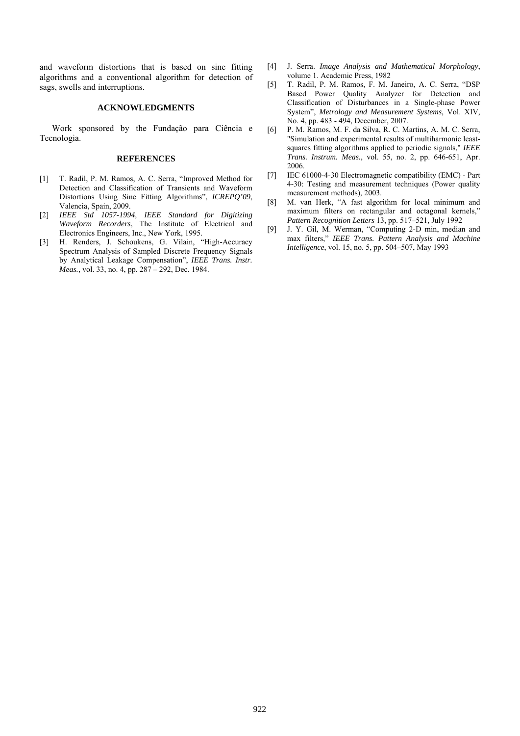and waveform distortions that is based on sine fitting algorithms and a conventional algorithm for detection of sags, swells and interruptions.

## ACKNOWLEDGMENTS

Work sponsored by the Fundação para Ciência e Tecnologia.

## REFERENCES

[1] T. Radil, P. M. Ramos, A. C. Serra, "Improved Method for Detection and Classification of Transients and Waveform Distortions Using Sine Fitting Algorithms", *ICREPQ'09*, Valencia, Spain, 2009.

[2] *IEEE Std 1057-1994, IEEE Standard for Digitizing Waveform Recorders*, The Institute of Electrical and Electronics Engineers, Inc., New York, 1995.

[3] H. Renders, J. Schoukens, G. Vilain, "High-Accuracy Spectrum Analysis of Sampled Discrete Frequency Signals by Analytical Leakage Compensation", *IEEE Trans. Instr. Meas.*, vol. 33, no. 4, pp. 287 – 292, Dec. 1984.

[4] J. Serra. *Image Analysis and Mathematical Morphology*, volume 1. Academic Press, 1982

[5] T. Radil, P. M. Ramos, F. M. Janeiro, A. C. Serra, "DSP Based Power Quality Analyzer for Detection and Classification of Disturbances in a Single-phase Power System", *Metrology and Measurement Systems*, Vol. XIV, No. 4, pp. 483 - 494, December, 2007.

[6] P. M. Ramos, M. F. da Silva, R. C. Martins, A. M. C. Serra, "Simulation and experimental results of multiharmonic least-squares fitting algorithms applied to periodic signals," *IEEE Trans. Instrum. Meas.*, vol. 55, no. 2, pp. 646-651, Apr. 2006.

[7] IEC 61000-4-30 Electromagnetic compatibility (EMC) - Part 4-30: Testing and measurement techniques (Power quality measurement methods), 2003.

[8] M. van Herk, "A fast algorithm for local minimum and maximum filters on rectangular and octagonal kernels," *Pattern Recognition Letters* 13, pp. 517–521, July 1992

[9] J. Y. Gil, M. Werman, "Computing 2-D min, median and max filters," *IEEE Trans. Pattern Analysis and Machine Intelligence*, vol. 15, no. 5, pp. 504–507, May 1993